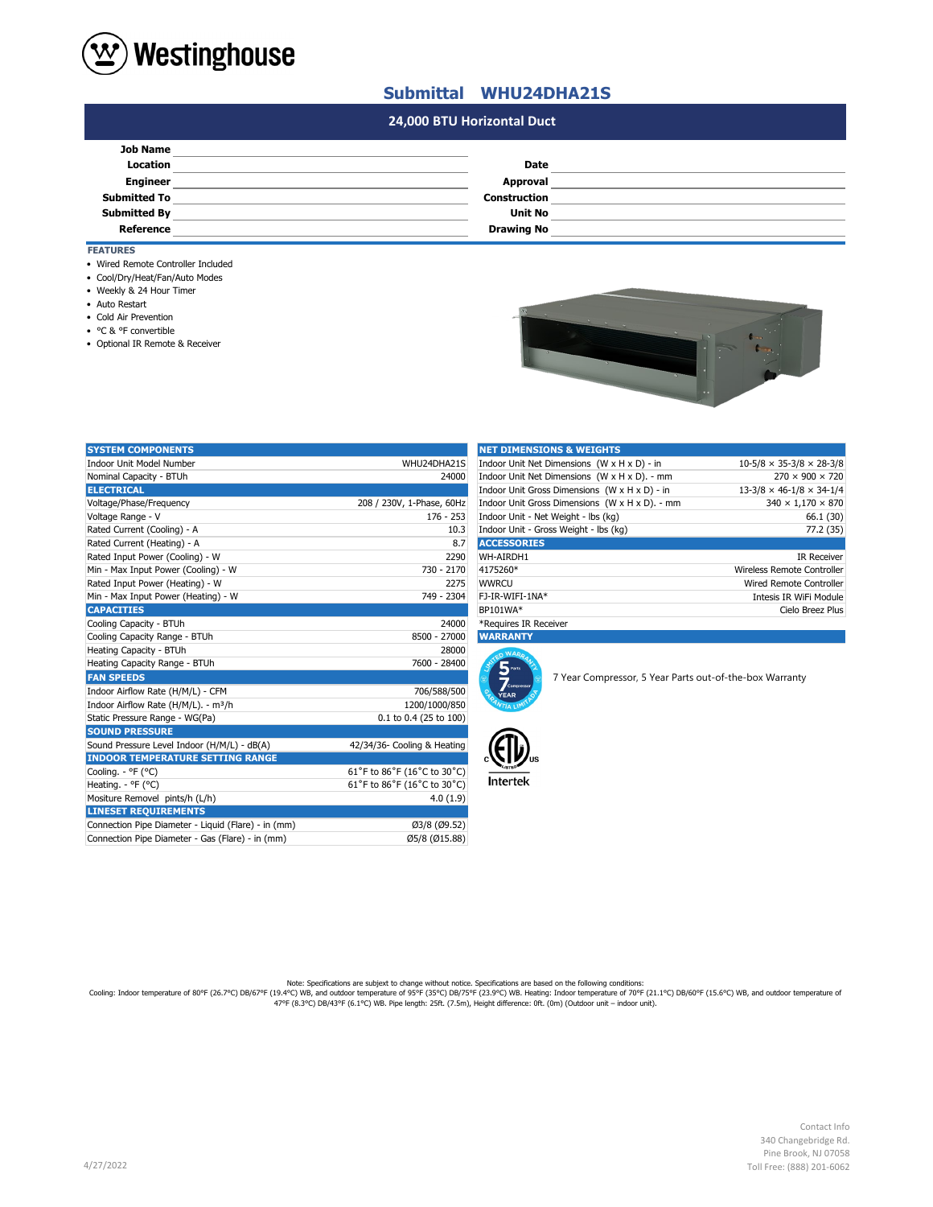# Westinghouse

## Submittal WHU24DHA21S

### 24,000 BTU Horizontal Duct

| | | | |
|---|---|---|---|
| **Job Name** | | | |
| **Location** | | **Date** | |
| **Engineer** | | **Approval** | |
| **Submitted To** | | **Construction** | |
| **Submitted By** | | **Unit No** | |
| **Reference** | | **Drawing No** | |

### FEATURES

- Wired Remote Controller Included
- Cool/Dry/Heat/Fan/Auto Modes
- Weekly & 24 Hour Timer
- Auto Restart
- Cold Air Prevention
- °C & °F convertible
- Optional IR Remote & Receiver

| SYSTEM COMPONENTS | |
|---|---|
| Indoor Unit Model Number | WHU24DHA21S |
| Nominal Capacity - BTUh | 24000 |
| **ELECTRICAL** | |
| Voltage/Phase/Frequency | 208 / 230V, 1-Phase, 60Hz |
| Voltage Range - V | 176 - 253 |
| Rated Current (Cooling) - A | 10.3 |
| Rated Current (Heating) - A | 8.7 |
| Rated Input Power (Cooling) - W | 2290 |
| Min - Max Input Power (Cooling) - W | 730 - 2170 |
| Rated Input Power (Heating) - W | 2275 |
| Min - Max Input Power (Heating) - W | 749 - 2304 |
| **CAPACITIES** | |
| Cooling Capacity - BTUh | 24000 |
| Cooling Capacity Range - BTUh | 8500 - 27000 |
| Heating Capacity - BTUh | 28000 |
| Heating Capacity Range - BTUh | 7600 - 28400 |
| **FAN SPEEDS** | |
| Indoor Airflow Rate (H/M/L) - CFM | 706/588/500 |
| Indoor Airflow Rate (H/M/L). - m³/h | 1200/1000/850 |
| Static Pressure Range - WG(Pa) | 0.1 to 0.4 (25 to 100) |
| **SOUND PRESSURE** | |
| Sound Pressure Level Indoor (H/M/L) - dB(A) | 42/34/36- Cooling & Heating |
| **INDOOR TEMPERATURE SETTING RANGE** | |
| Cooling. - °F (°C) | 61˚F to 86˚F (16˚C to 30˚C) |
| Heating. - °F (°C) | 61˚F to 86˚F (16˚C to 30˚C) |
| Mositure Removel pints/h (L/h) | 4.0 (1.9) |
| **LINESET REQUIREMENTS** | |
| Connection Pipe Diameter - Liquid (Flare) - in (mm) | Ø3/8 (Ø9.52) |
| Connection Pipe Diameter - Gas (Flare) - in (mm) | Ø5/8 (Ø15.88) |

| NET DIMENSIONS & WEIGHTS | |
|---|---|
| Indoor Unit Net Dimensions (W x H x D) - in | 10-5/8 × 35-3/8 × 28-3/8 |
| Indoor Unit Net Dimensions (W x H x D). - mm | 270 × 900 × 720 |
| Indoor Unit Gross Dimensions (W x H x D) - in | 13-3/8 × 46-1/8 × 34-1/4 |
| Indoor Unit Gross Dimensions (W x H x D). - mm | 340 × 1,170 × 870 |
| Indoor Unit - Net Weight - lbs (kg) | 66.1 (30) |
| Indoor Unit - Gross Weight - lbs (kg) | 77.2 (35) |
| **ACCESSORIES** | |
| WH-AIRDH1 | IR Receiver |
| 4175260* | Wireless Remote Controller |
| WWRCU | Wired Remote Controller |
| FJ-IR-WIFI-1NA* | Intesis IR WiFi Module |
| BP101WA* | Cielo Breez Plus |

*Requires IR Receiver

### WARRANTY

7 Year Compressor, 5 Year Parts out-of-the-box Warranty

Intertek

Note: Specifications are subject to change without notice. Specifications are based on the following conditions:
Cooling: Indoor temperature of 80°F (26.7°C) DB/67°F (19.4°C) WB, and outdoor temperature of 95°F (35°C) DB/75°F (23.9°C) WB. Heating: Indoor temperature of 70°F (21.1°C) DB/60°F (15.6°C) WB, and outdoor temperature of 47°F (8.3°C) DB/43°F (6.1°C) WB. Pipe length: 25ft. (7.5m), Height difference: 0ft. (0m) (Outdoor unit – indoor unit).

4/27/2022

Contact Info
340 Changebridge Rd.
Pine Brook, NJ 07058
Toll Free: (888) 201-6062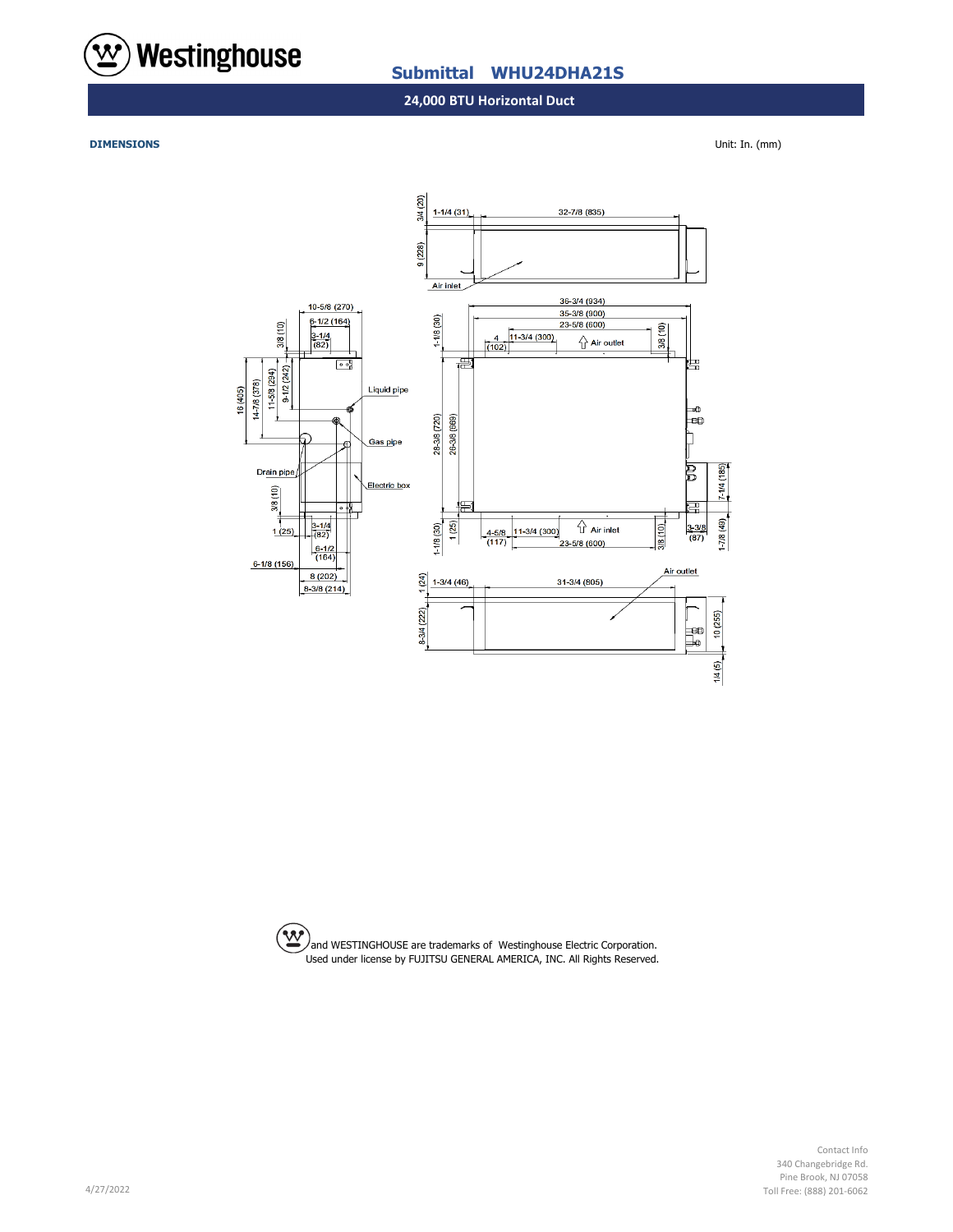# Submittal WHU24DHA21S

## 24,000 BTU Horizontal Duct

**DIMENSIONS**

Unit: In. (mm)

3/4 (20)
1-1/4 (31)
32-7/8 (835)
9 (228)
Air inlet

10-5/8 (270)
6-1/2 (164)
3-1/4 (82)
3/8 (10)
16 (405)
14-7/8 (378)
11-5/8 (294)
9-1/2 (242)
Liquid pipe
Gas pipe
Drain pipe
Electric box
3/8 (10)
1 (25)
3-1/4 (82)
6-1/2 (164)
6-1/8 (156)
8 (202)
8-3/8 (214)

36-3/4 (934)
35-3/8 (900)
23-5/8 (600)
11-3/4 (300)
4 (102)
Air outlet
3/8 (10)
1-1/8 (30)
28-3/8 (720)
26-3/8 (669)
7-1/4 (185)
1-1/8 (30)
1 (25)
4-5/8 (117)
11-3/4 (300)
Air inlet
23-5/8 (600)
3/8 (10)
3-3/8 (87)
1-7/8 (49)

Air outlet
1 (24)
1-3/4 (46)
31-3/4 (805)
8-3/4 (222)
10 (255)
1/4 (6)

and WESTINGHOUSE are trademarks of Westinghouse Electric Corporation.
Used under license by FUJITSU GENERAL AMERICA, INC. All Rights Reserved.

4/27/2022

Contact Info
340 Changebridge Rd.
Pine Brook, NJ 07058
Toll Free: (888) 201-6062